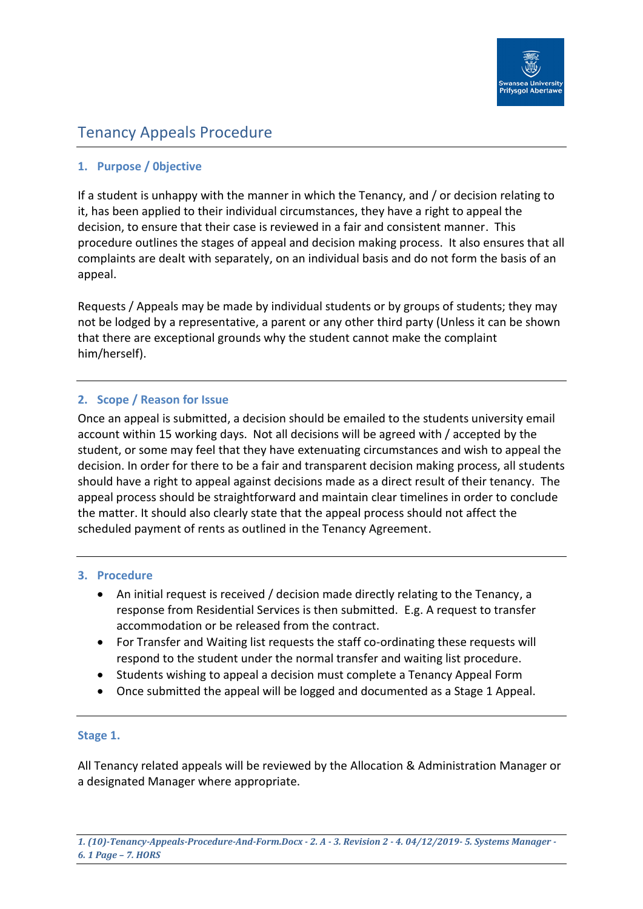# Tenancy Appeals Procedure

## 1. Purpose / 0bjective

If a student is unhappy with the manner in which the Tenancy, and / or decision relating to it, has been applied to their individual circumstances, they have a right to appeal the decision, to ensure that their case is reviewed in a fair and consistent manner. This procedure outlines the stages of appeal and decision making process. It also ensures that all complaints are dealt with separately, on an individual basis and do not form the basis of an appeal.

Requests / Appeals may be made by individual students or by groups of students; they may not be lodged by a representative, a parent or any other third party (Unless it can be shown that there are exceptional grounds why the student cannot make the complaint him/herself).

## 2. Scope / Reason for Issue

Once an appeal is submitted, a decision should be emailed to the students university email account within 15 working days. Not all decisions will be agreed with / accepted by the student, or some may feel that they have extenuating circumstances and wish to appeal the decision. In order for there to be a fair and transparent decision making process, all students should have a right to appeal against decisions made as a direct result of their tenancy. The appeal process should be straightforward and maintain clear timelines in order to conclude the matter. It should also clearly state that the appeal process should not affect the scheduled payment of rents as outlined in the Tenancy Agreement.

## 3. Procedure

- An initial request is received / decision made directly relating to the Tenancy, a response from Residential Services is then submitted. E.g. A request to transfer accommodation or be released from the contract.
- For Transfer and Waiting list requests the staff co-ordinating these requests will respond to the student under the normal transfer and waiting list procedure.
- Students wishing to appeal a decision must complete a Tenancy Appeal Form
- Once submitted the appeal will be logged and documented as a Stage 1 Appeal.

### Stage 1.

All Tenancy related appeals will be reviewed by the Allocation & Administration Manager or a designated Manager where appropriate.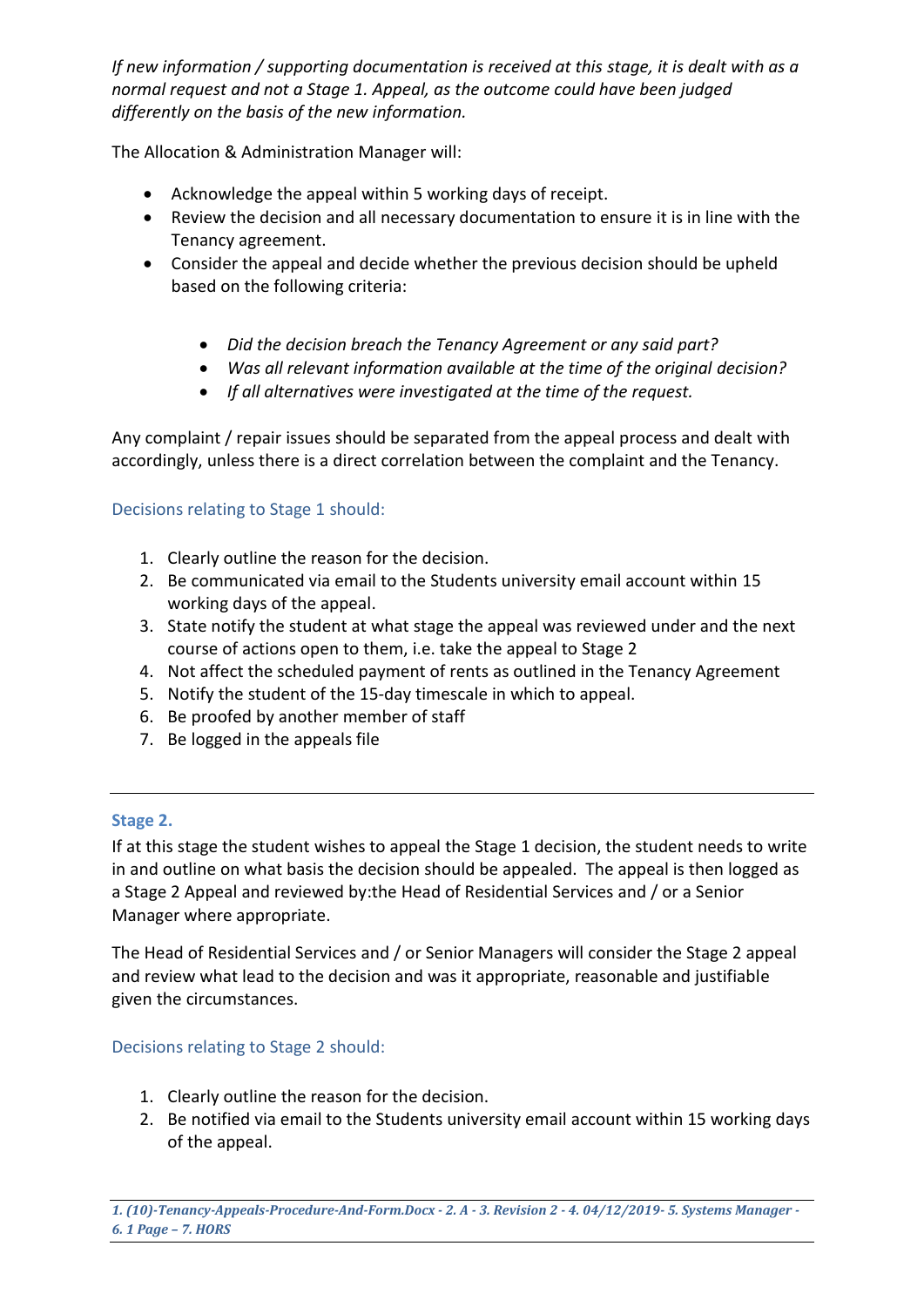*If new information / supporting documentation is received at this stage, it is dealt with as a normal request and not a Stage 1. Appeal, as the outcome could have been judged differently on the basis of the new information.*

The Allocation & Administration Manager will:

- Acknowledge the appeal within 5 working days of receipt.
- Review the decision and all necessary documentation to ensure it is in line with the Tenancy agreement.
- Consider the appeal and decide whether the previous decision should be upheld based on the following criteria:

    - *Did the decision breach the Tenancy Agreement or any said part?*
    - *Was all relevant information available at the time of the original decision?*
    - *If all alternatives were investigated at the time of the request.*

Any complaint / repair issues should be separated from the appeal process and dealt with accordingly, unless there is a direct correlation between the complaint and the Tenancy.

### Decisions relating to Stage 1 should:

1. Clearly outline the reason for the decision.
2. Be communicated via email to the Students university email account within 15 working days of the appeal.
3. State notify the student at what stage the appeal was reviewed under and the next course of actions open to them, i.e. take the appeal to Stage 2
4. Not affect the scheduled payment of rents as outlined in the Tenancy Agreement
5. Notify the student of the 15-day timescale in which to appeal.
6. Be proofed by another member of staff
7. Be logged in the appeals file

---

## Stage 2.

If at this stage the student wishes to appeal the Stage 1 decision, the student needs to write in and outline on what basis the decision should be appealed. The appeal is then logged as a Stage 2 Appeal and reviewed by:the Head of Residential Services and / or a Senior Manager where appropriate.

The Head of Residential Services and / or Senior Managers will consider the Stage 2 appeal and review what lead to the decision and was it appropriate, reasonable and justifiable given the circumstances.

### Decisions relating to Stage 2 should:

1. Clearly outline the reason for the decision.
2. Be notified via email to the Students university email account within 15 working days of the appeal.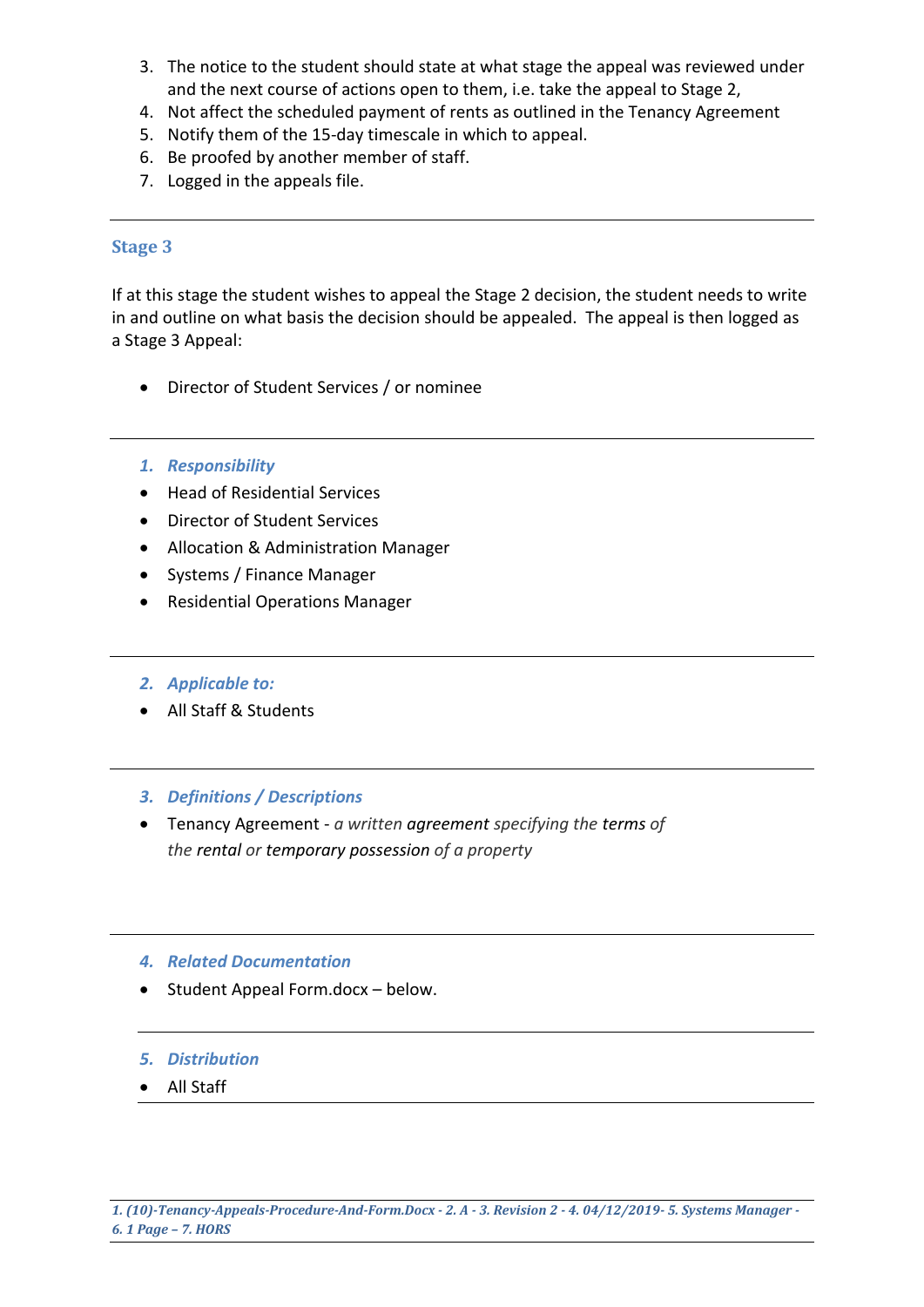3. The notice to the student should state at what stage the appeal was reviewed under and the next course of actions open to them, i.e. take the appeal to Stage 2,
4. Not affect the scheduled payment of rents as outlined in the Tenancy Agreement
5. Notify them of the 15-day timescale in which to appeal.
6. Be proofed by another member of staff.
7. Logged in the appeals file.

---

## Stage 3

If at this stage the student wishes to appeal the Stage 2 decision, the student needs to write in and outline on what basis the decision should be appealed. The appeal is then logged as a Stage 3 Appeal:

- Director of Student Services / or nominee

---

### *1. Responsibility*

- Head of Residential Services
- Director of Student Services
- Allocation & Administration Manager
- Systems / Finance Manager
- Residential Operations Manager

---

### *2. Applicable to:*

- All Staff & Students

---

### *3. Definitions / Descriptions*

- Tenancy Agreement - *a written* agreement *specifying the* terms *of the* rental *or* temporary possession *of a property*

---

### *4. Related Documentation*

- Student Appeal Form.docx – below.

---

### *5. Distribution*

- All Staff

---

***1. (10)-Tenancy-Appeals-Procedure-And-Form.Docx - 2. A - 3. Revision 2 - 4. 04/12/2019- 5. Systems Manager - 6. 1 Page – 7. HORS***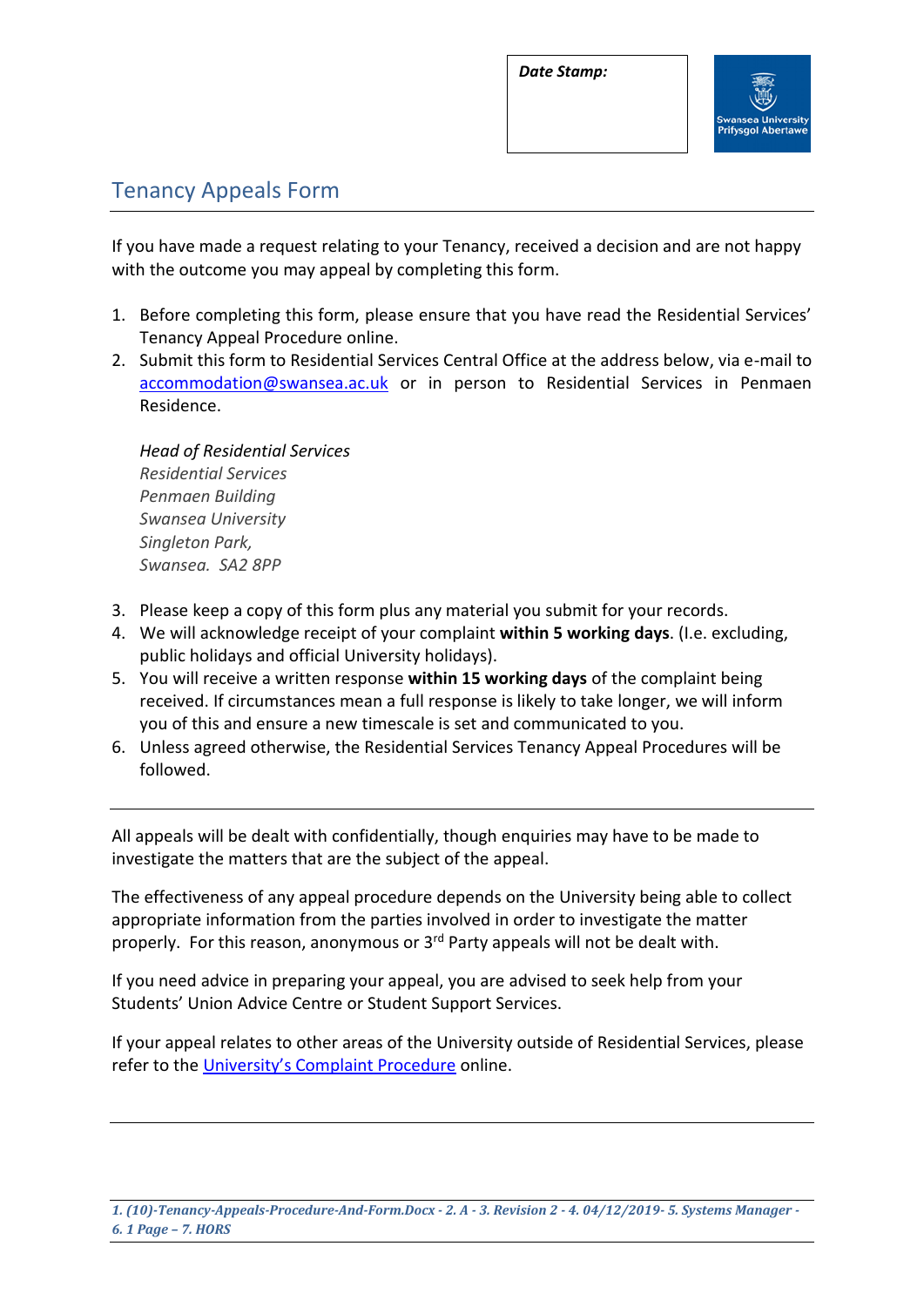**Date Stamp:**

# Tenancy Appeals Form

If you have made a request relating to your Tenancy, received a decision and are not happy with the outcome you may appeal by completing this form.

1. Before completing this form, please ensure that you have read the Residential Services' Tenancy Appeal Procedure online.
2. Submit this form to Residential Services Central Office at the address below, via e-mail to accommodation@swansea.ac.uk or in person to Residential Services in Penmaen Residence.

   *Head of Residential Services*
   *Residential Services*
   *Penmaen Building*
   *Swansea University*
   *Singleton Park,*
   *Swansea. SA2 8PP*

3. Please keep a copy of this form plus any material you submit for your records.
4. We will acknowledge receipt of your complaint **within 5 working days**. (I.e. excluding, public holidays and official University holidays).
5. You will receive a written response **within 15 working days** of the complaint being received. If circumstances mean a full response is likely to take longer, we will inform you of this and ensure a new timescale is set and communicated to you.
6. Unless agreed otherwise, the Residential Services Tenancy Appeal Procedures will be followed.

---

All appeals will be dealt with confidentially, though enquiries may have to be made to investigate the matters that are the subject of the appeal.

The effectiveness of any appeal procedure depends on the University being able to collect appropriate information from the parties involved in order to investigate the matter properly. For this reason, anonymous or 3rd Party appeals will not be dealt with.

If you need advice in preparing your appeal, you are advised to seek help from your Students' Union Advice Centre or Student Support Services.

If your appeal relates to other areas of the University outside of Residential Services, please refer to the University's Complaint Procedure online.

---

*1. (10)-Tenancy-Appeals-Procedure-And-Form.Docx - 2. A - 3. Revision 2 - 4. 04/12/2019- 5. Systems Manager - 6. 1 Page – 7. HORS*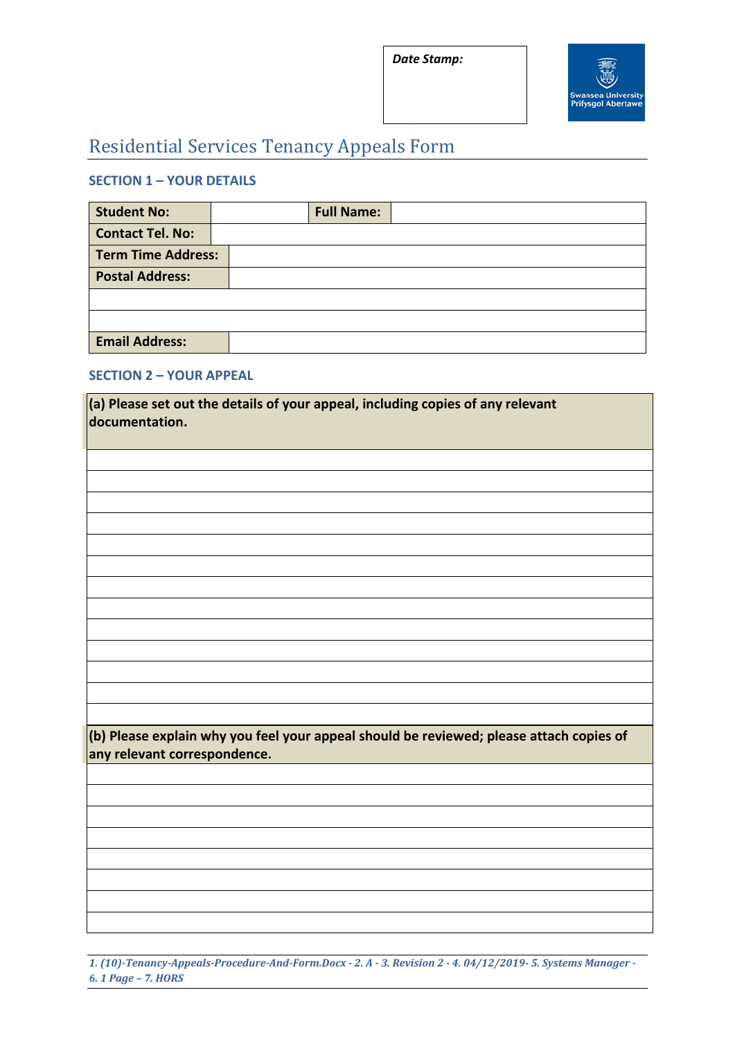| Date Stamp: |
|---|
| |

Swansea University
Prifysgol Abertawe

# Residential Services Tenancy Appeals Form

### SECTION 1 – YOUR DETAILS

| **Student No:** | | **Full Name:** | |
|---|---|---|---|
| **Contact Tel. No:** | | | |
| **Term Time Address:** | | | |
| **Postal Address:** | | | |
| | | | |
| | | | |
| **Email Address:** | | | |

### SECTION 2 – YOUR APPEAL

| **(a) Please set out the details of your appeal, including copies of any relevant documentation.** |
|---|
| |
| |
| |
| |
| |
| |
| |
| |
| |
| |
| |
| |
| |

| **(b) Please explain why you feel your appeal should be reviewed; please attach copies of any relevant correspondence.** |
|---|
| |
| |
| |
| |
| |
| |
| |
| |

*1. (10)-Tenancy-Appeals-Procedure-And-Form.Docx - 2. A - 3. Revision 2 - 4. 04/12/2019- 5. Systems Manager - 6. 1 Page – 7. HORS*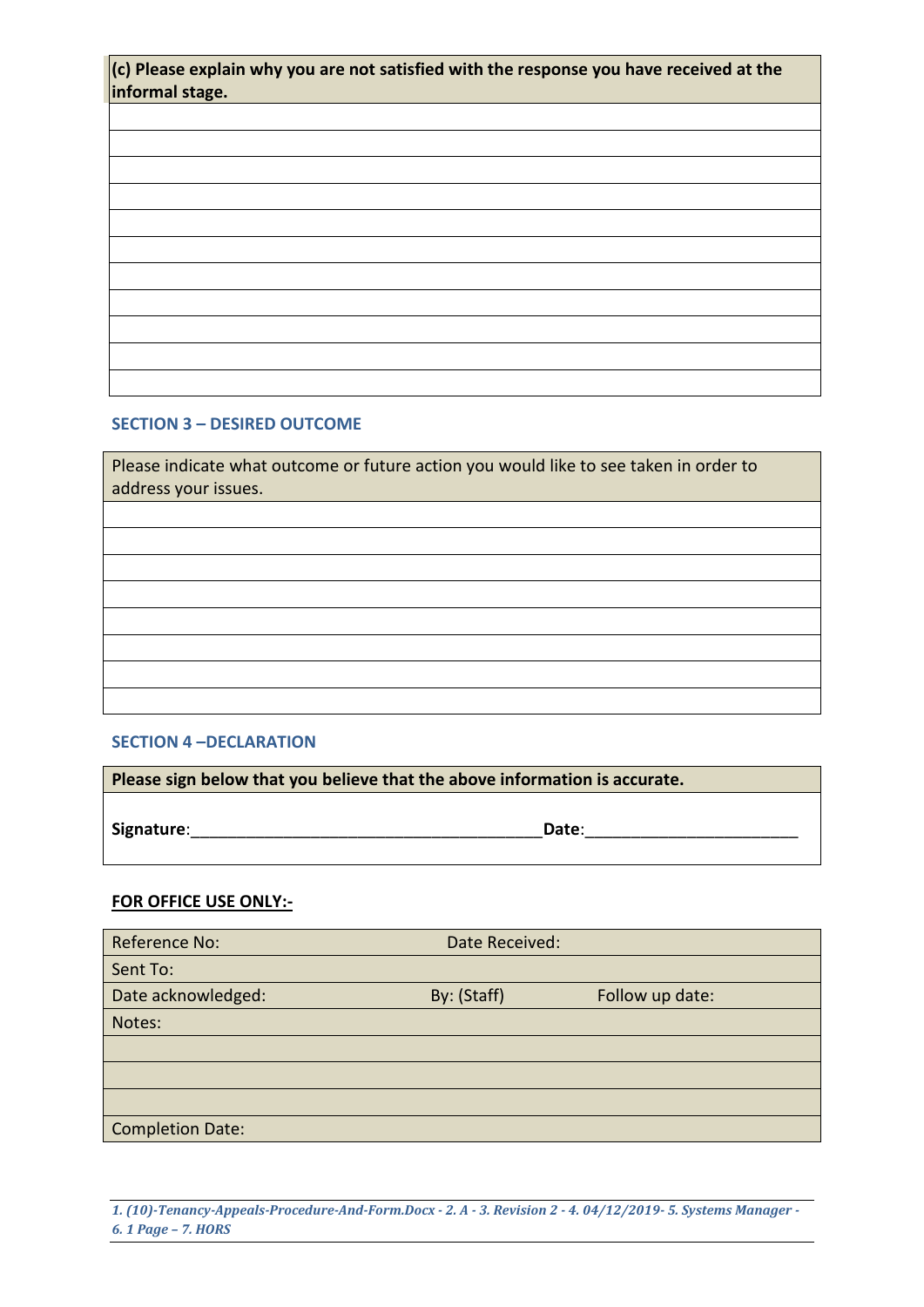| **(c) Please explain why you are not satisfied with the response you have received at the informal stage.** |
|---|
| |
| |
| |
| |
| |
| |
| |
| |
| |
| |
| |

## SECTION 3 – DESIRED OUTCOME

| Please indicate what outcome or future action you would like to see taken in order to address your issues. |
|---|
| |
| |
| |
| |
| |
| |
| |
| |

## SECTION 4 –DECLARATION

| **Please sign below that you believe that the above information is accurate.** |
|---|
| **Signature**:_______________________________________**Date**:_______________________ |

**FOR OFFICE USE ONLY:-**

| | | |
|---|---|---|
| Reference No: | Date Received: | |
| Sent To: | | |
| Date acknowledged: | By: (Staff) | Follow up date: |
| Notes: | | |
| | | |
| | | |
| | | |
| Completion Date: | | |

*1. (10)-Tenancy-Appeals-Procedure-And-Form.Docx - 2. A - 3. Revision 2 - 4. 04/12/2019- 5. Systems Manager - 6. 1 Page – 7. HORS*